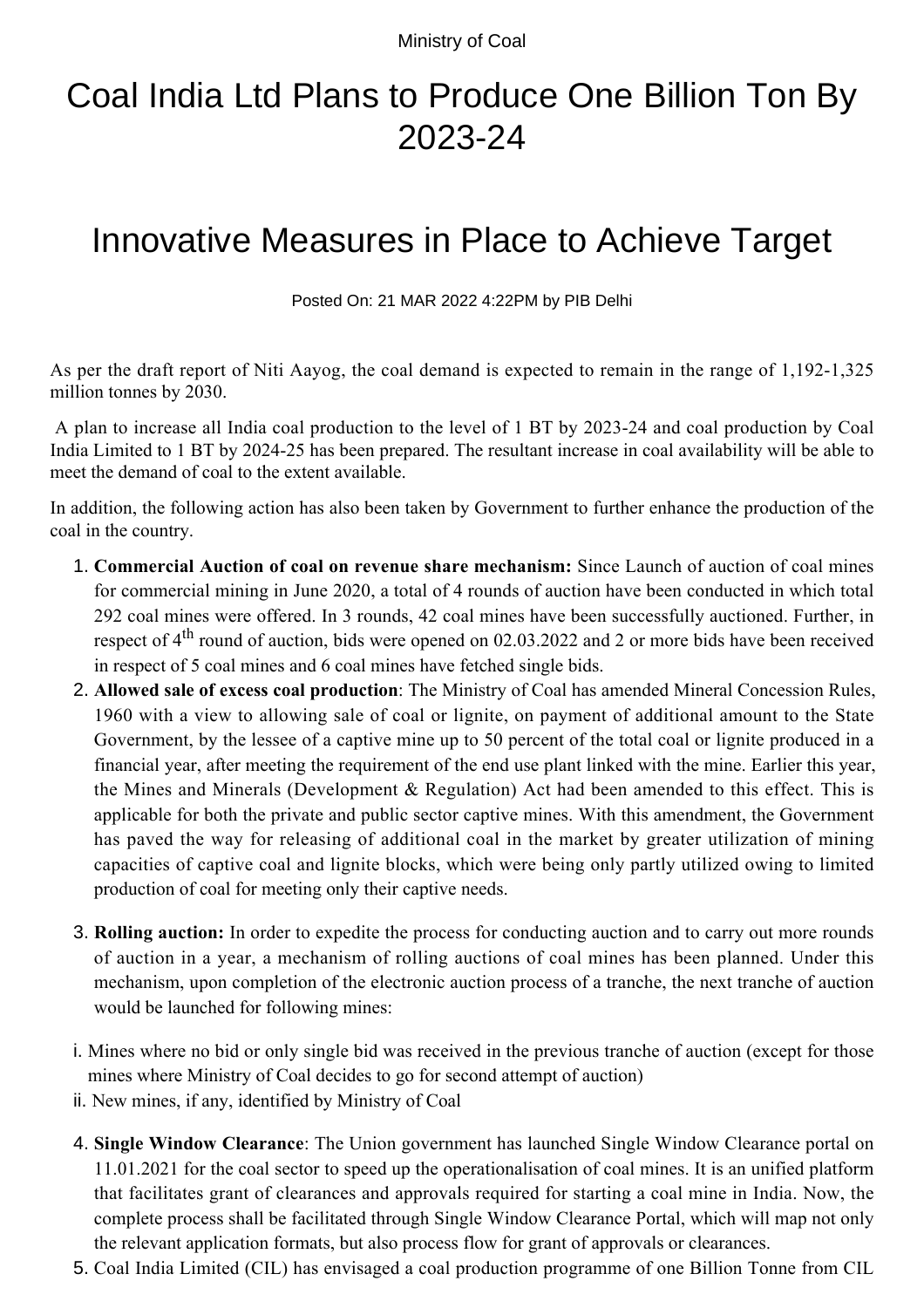Ministry of Coal

# Coal India Ltd Plans to Produce One Billion Ton By 2023-24

# Innovative Measures in Place to Achieve Target

Posted On: 21 MAR 2022 4:22PM by PIB Delhi

As per the draft report of Niti Aayog, the coal demand is expected to remain in the range of 1,192-1,325 million tonnes by 2030.

A plan to increase all India coal production to the level of 1 BT by 2023-24 and coal production by Coal India Limited to 1 BT by 2024-25 has been prepared. The resultant increase in coal availability will be able to meet the demand of coal to the extent available.

In addition, the following action has also been taken by Government to further enhance the production of the coal in the country.

1. **Commercial Auction of coal on revenue share mechanism:** Since Launch of auction of coal mines for commercial mining in June 2020, a total of 4 rounds of auction have been conducted in which total 292 coal mines were offered. In 3 rounds, 42 coal mines have been successfully auctioned. Further, in respect of 4th round of auction, bids were opened on 02.03.2022 and 2 or more bids have been received in respect of 5 coal mines and 6 coal mines have fetched single bids.
2. **Allowed sale of excess coal production**: The Ministry of Coal has amended Mineral Concession Rules, 1960 with a view to allowing sale of coal or lignite, on payment of additional amount to the State Government, by the lessee of a captive mine up to 50 percent of the total coal or lignite produced in a financial year, after meeting the requirement of the end use plant linked with the mine. Earlier this year, the Mines and Minerals (Development & Regulation) Act had been amended to this effect. This is applicable for both the private and public sector captive mines. With this amendment, the Government has paved the way for releasing of additional coal in the market by greater utilization of mining capacities of captive coal and lignite blocks, which were being only partly utilized owing to limited production of coal for meeting only their captive needs.
3. **Rolling auction:** In order to expedite the process for conducting auction and to carry out more rounds of auction in a year, a mechanism of rolling auctions of coal mines has been planned. Under this mechanism, upon completion of the electronic auction process of a tranche, the next tranche of auction would be launched for following mines:

i. Mines where no bid or only single bid was received in the previous tranche of auction (except for those mines where Ministry of Coal decides to go for second attempt of auction)

ii. New mines, if any, identified by Ministry of Coal

4. **Single Window Clearance**: The Union government has launched Single Window Clearance portal on 11.01.2021 for the coal sector to speed up the operationalisation of coal mines. It is an unified platform that facilitates grant of clearances and approvals required for starting a coal mine in India. Now, the complete process shall be facilitated through Single Window Clearance Portal, which will map not only the relevant application formats, but also process flow for grant of approvals or clearances.
5. Coal India Limited (CIL) has envisaged a coal production programme of one Billion Tonne from CIL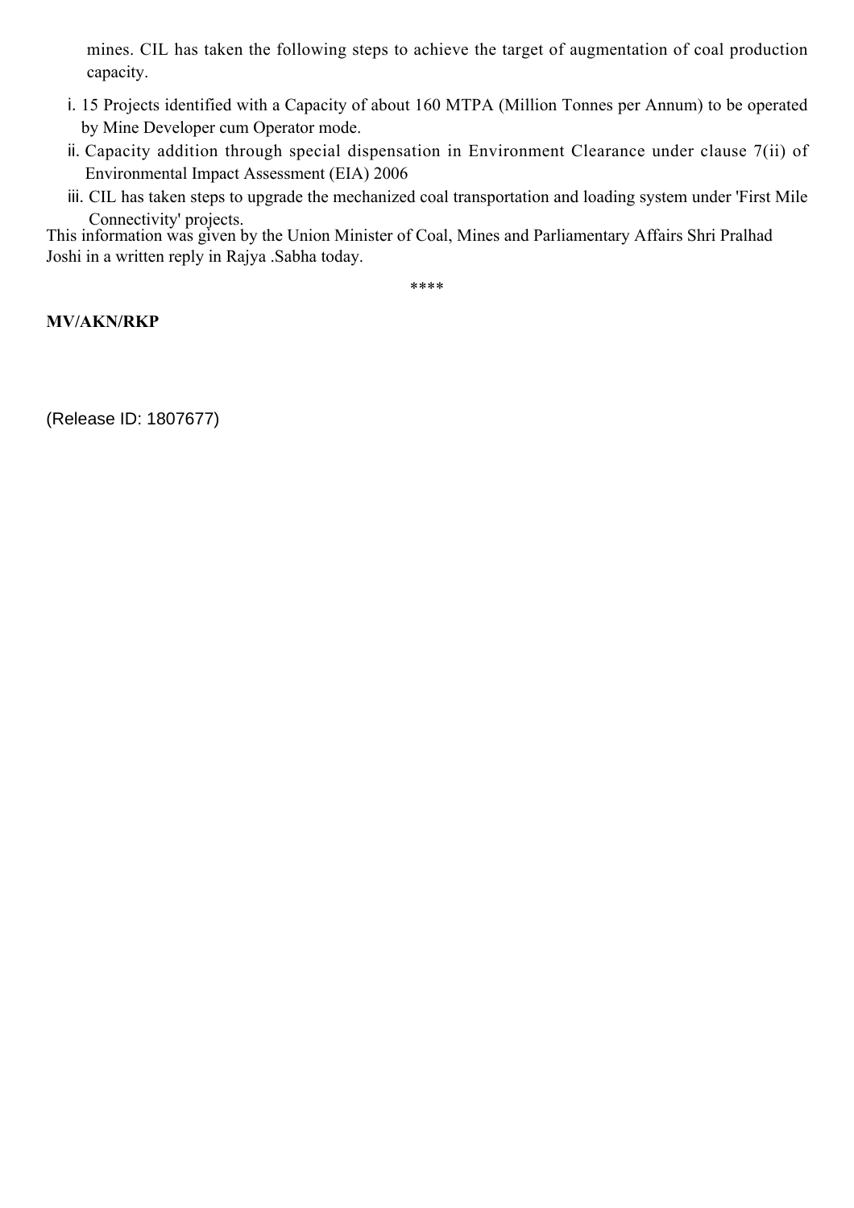mines. CIL has taken the following steps to achieve the target of augmentation of coal production capacity.

i. 15 Projects identified with a Capacity of about 160 MTPA (Million Tonnes per Annum) to be operated by Mine Developer cum Operator mode.

ii. Capacity addition through special dispensation in Environment Clearance under clause 7(ii) of Environmental Impact Assessment (EIA) 2006

iii. CIL has taken steps to upgrade the mechanized coal transportation and loading system under 'First Mile Connectivity' projects.

This information was given by the Union Minister of Coal, Mines and Parliamentary Affairs Shri Pralhad Joshi in a written reply in Rajya .Sabha today.

****

**MV/AKN/RKP**

(Release ID: 1807677)